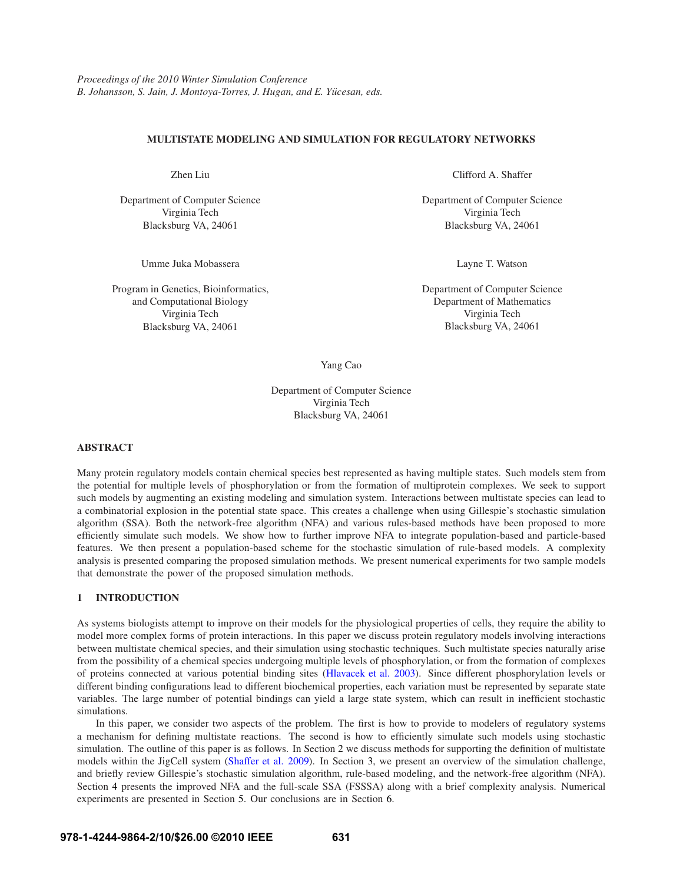*Proceedings of the 2010 Winter Simulation Conference*
*B. Johansson, S. Jain, J. Montoya-Torres, J. Hugan, and E. Yücesan, eds.*

# MULTISTATE MODELING AND SIMULATION FOR REGULATORY NETWORKS

Zhen Liu

Department of Computer Science
Virginia Tech
Blacksburg VA, 24061

Clifford A. Shaffer

Department of Computer Science
Virginia Tech
Blacksburg VA, 24061

Umme Juka Mobassera

Program in Genetics, Bioinformatics, and Computational Biology
Virginia Tech
Blacksburg VA, 24061

Layne T. Watson

Department of Computer Science
Department of Mathematics
Virginia Tech
Blacksburg VA, 24061

Yang Cao

Department of Computer Science
Virginia Tech
Blacksburg VA, 24061

## ABSTRACT

Many protein regulatory models contain chemical species best represented as having multiple states. Such models stem from the potential for multiple levels of phosphorylation or from the formation of multiprotein complexes. We seek to support such models by augmenting an existing modeling and simulation system. Interactions between multistate species can lead to a combinatorial explosion in the potential state space. This creates a challenge when using Gillespie's stochastic simulation algorithm (SSA). Both the network-free algorithm (NFA) and various rules-based methods have been proposed to more efficiently simulate such models. We show how to further improve NFA to integrate population-based and particle-based features. We then present a population-based scheme for the stochastic simulation of rule-based models. A complexity analysis is presented comparing the proposed simulation methods. We present numerical experiments for two sample models that demonstrate the power of the proposed simulation methods.

## 1 INTRODUCTION

As systems biologists attempt to improve on their models for the physiological properties of cells, they require the ability to model more complex forms of protein interactions. In this paper we discuss protein regulatory models involving interactions between multistate chemical species, and their simulation using stochastic techniques. Such multistate species naturally arise from the possibility of a chemical species undergoing multiple levels of phosphorylation, or from the formation of complexes of proteins connected at various potential binding sites (Hlavacek et al. 2003). Since different phosphorylation levels or different binding configurations lead to different biochemical properties, each variation must be represented by separate state variables. The large number of potential bindings can yield a large state system, which can result in inefficient stochastic simulations.

In this paper, we consider two aspects of the problem. The first is how to provide to modelers of regulatory systems a mechanism for defining multistate reactions. The second is how to efficiently simulate such models using stochastic simulation. The outline of this paper is as follows. In Section 2 we discuss methods for supporting the definition of multistate models within the JigCell system (Shaffer et al. 2009). In Section 3, we present an overview of the simulation challenge, and briefly review Gillespie's stochastic simulation algorithm, rule-based modeling, and the network-free algorithm (NFA). Section 4 presents the improved NFA and the full-scale SSA (FSSSA) along with a brief complexity analysis. Numerical experiments are presented in Section 5. Our conclusions are in Section 6.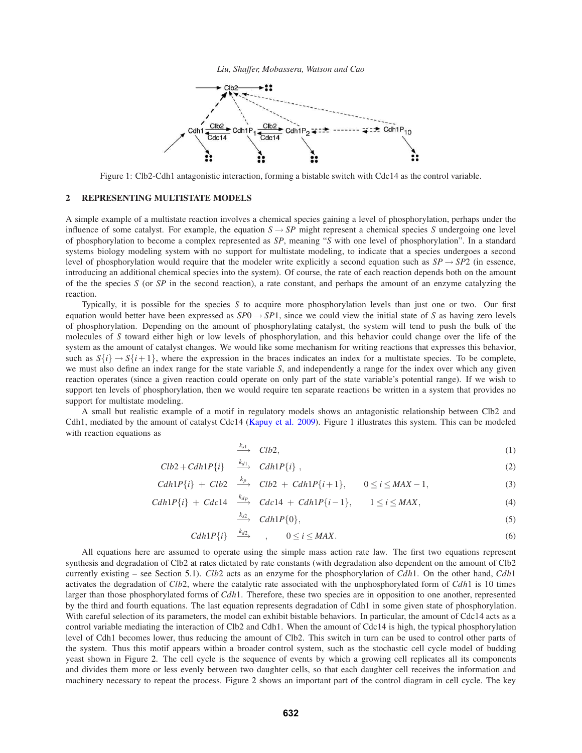Figure 1: Clb2-Cdh1 antagonistic interaction, forming a bistable switch with Cdc14 as the control variable.

## 2 REPRESENTING MULTISTATE MODELS

A simple example of a multistate reaction involves a chemical species gaining a level of phosphorylation, perhaps under the influence of some catalyst. For example, the equation $S \rightarrow SP$ might represent a chemical species $S$ undergoing one level of phosphorylation to become a complex represented as $SP$, meaning "$S$ with one level of phosphorylation". In a standard systems biology modeling system with no support for multistate modeling, to indicate that a species undergoes a second level of phosphorylation would require that the modeler write explicitly a second equation such as $SP \rightarrow SP2$ (in essence, introducing an additional chemical species into the system). Of course, the rate of each reaction depends both on the amount of the the species $S$ (or $SP$ in the second reaction), a rate constant, and perhaps the amount of an enzyme catalyzing the reaction.

Typically, it is possible for the species $S$ to acquire more phosphorylation levels than just one or two. Our first equation would better have been expressed as $SP0 \rightarrow SP1$, since we could view the initial state of $S$ as having zero levels of phosphorylation. Depending on the amount of phosphorylating catalyst, the system will tend to push the bulk of the molecules of $S$ toward either high or low levels of phosphorylation, and this behavior could change over the life of the system as the amount of catalyst changes. We would like some mechanism for writing reactions that expresses this behavior, such as $S\{i\} \rightarrow S\{i+1\}$, where the expression in the braces indicates an index for a multistate species. To be complete, we must also define an index range for the state variable $S$, and independently a range for the index over which any given reaction operates (since a given reaction could operate on only part of the state variable's potential range). If we wish to support ten levels of phosphorylation, then we would require ten separate reactions be written in a system that provides no support for multistate modeling.

A small but realistic example of a motif in regulatory models shows an antagonistic relationship between Clb2 and Cdh1, mediated by the amount of catalyst Cdc14 (Kapuy et al. 2009). Figure 1 illustrates this system. This can be modeled with reaction equations as

$$\xrightarrow{k_{s1}} \quad Clb2, \tag{1}$$

$$Clb2 + Cdh1P\{i\} \quad \xrightarrow{k_{d1}} \quad Cdh1P\{i\}\,, \tag{2}$$

$$Cdh1P\{i\} \; + \; Clb2 \quad \xrightarrow{k_p} \quad Clb2 \; + \; Cdh1P\{i+1\}, \qquad 0 \le i \le MAX-1, \tag{3}$$

$$Cdh1P\{i\} \; + \; Cdc14 \quad \xrightarrow{k_{dp}} \quad Cdc14 \; + \; Cdh1P\{i-1\}, \qquad 1 \le i \le MAX, \tag{4}$$

$$\xrightarrow{k_{s2}} \quad Cdh1P\{0\}, \tag{5}$$

$$Cdh1P\{i\} \quad \xrightarrow{k_{d2}} \quad , \qquad 0 \le i \le MAX. \tag{6}$$

All equations here are assumed to operate using the simple mass action rate law. The first two equations represent synthesis and degradation of Clb2 at rates dictated by rate constants (with degradation also dependent on the amount of Clb2 currently existing – see Section 5.1). $Clb2$ acts as an enzyme for the phosphorylation of $Cdh1$. On the other hand, $Cdh1$ activates the degradation of $Clb2$, where the catalytic rate associated with the unphosphorylated form of $Cdh1$ is 10 times larger than those phosphorylated forms of $Cdh1$. Therefore, these two species are in opposition to one another, represented by the third and fourth equations. The last equation represents degradation of Cdh1 in some given state of phosphorylation. With careful selection of its parameters, the model can exhibit bistable behaviors. In particular, the amount of Cdc14 acts as a control variable mediating the interaction of Clb2 and Cdh1. When the amount of Cdc14 is high, the typical phosphorylation level of Cdh1 becomes lower, thus reducing the amount of Clb2. This switch in turn can be used to control other parts of the system. Thus this motif appears within a broader control system, such as the stochastic cell cycle model of budding yeast shown in Figure 2. The cell cycle is the sequence of events by which a growing cell replicates all its components and divides them more or less evenly between two daughter cells, so that each daughter cell receives the information and machinery necessary to repeat the process. Figure 2 shows an important part of the control diagram in cell cycle. The key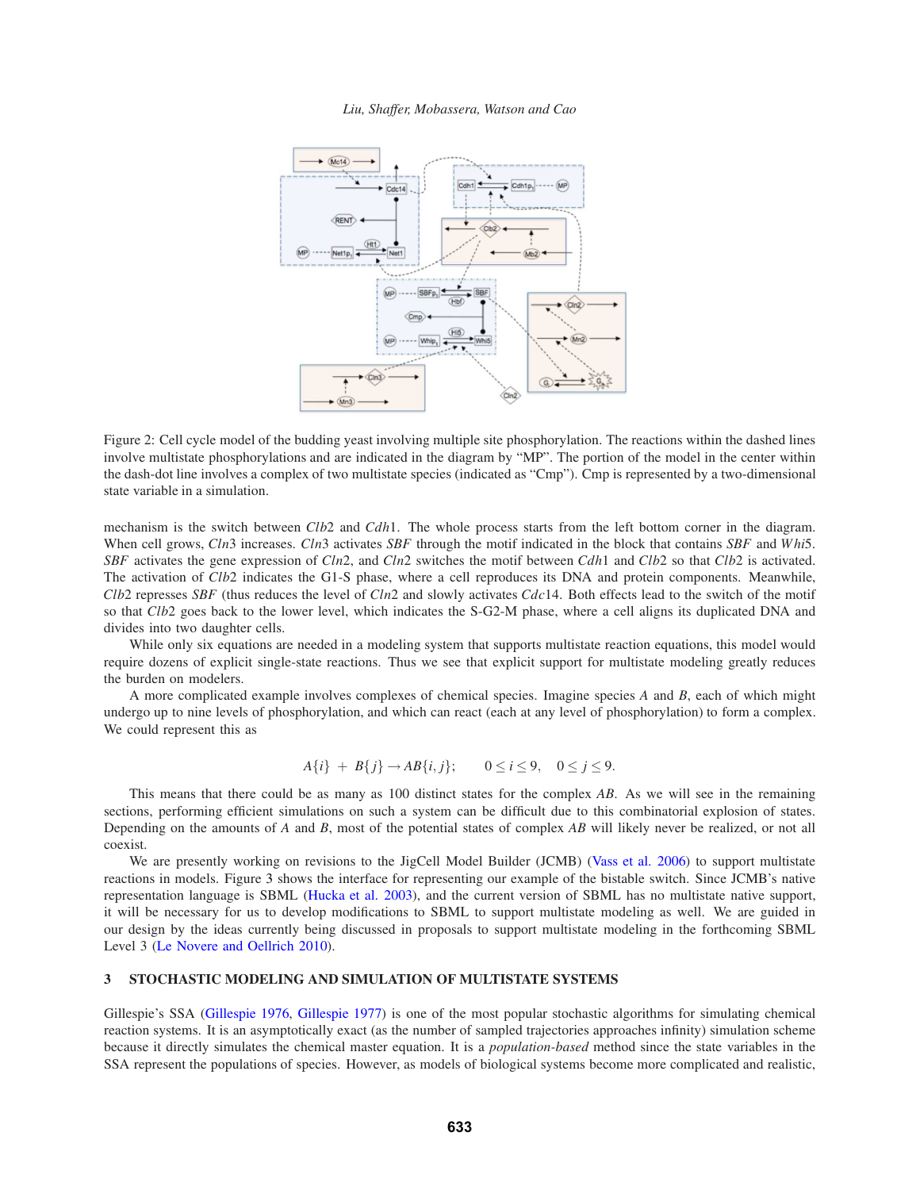Figure 2: Cell cycle model of the budding yeast involving multiple site phosphorylation. The reactions within the dashed lines involve multistate phosphorylations and are indicated in the diagram by "MP". The portion of the model in the center within the dash-dot line involves a complex of two multistate species (indicated as "Cmp"). Cmp is represented by a two-dimensional state variable in a simulation.

mechanism is the switch between *Clb*2 and *Cdh*1. The whole process starts from the left bottom corner in the diagram. When cell grows, *Cln*3 increases. *Cln*3 activates *SBF* through the motif indicated in the block that contains *SBF* and *Whi*5. *SBF* activates the gene expression of *Cln*2, and *Cln*2 switches the motif between *Cdh*1 and *Clb*2 so that *Clb*2 is activated. The activation of *Clb*2 indicates the G1-S phase, where a cell reproduces its DNA and protein components. Meanwhile, *Clb*2 represses *SBF* (thus reduces the level of *Cln*2 and slowly activates *Cdc*14. Both effects lead to the switch of the motif so that *Clb*2 goes back to the lower level, which indicates the S-G2-M phase, where a cell aligns its duplicated DNA and divides into two daughter cells.

While only six equations are needed in a modeling system that supports multistate reaction equations, this model would require dozens of explicit single-state reactions. Thus we see that explicit support for multistate modeling greatly reduces the burden on modelers.

A more complicated example involves complexes of chemical species. Imagine species $A$ and $B$, each of which might undergo up to nine levels of phosphorylation, and which can react (each at any level of phosphorylation) to form a complex. We could represent this as

$$A\{i\} \ + \ B\{j\} \rightarrow AB\{i,j\}; \qquad 0 \leq i \leq 9, \quad 0 \leq j \leq 9.$$

This means that there could be as many as 100 distinct states for the complex $AB$. As we will see in the remaining sections, performing efficient simulations on such a system can be difficult due to this combinatorial explosion of states. Depending on the amounts of $A$ and $B$, most of the potential states of complex $AB$ will likely never be realized, or not all coexist.

We are presently working on revisions to the JigCell Model Builder (JCMB) (Vass et al. 2006) to support multistate reactions in models. Figure 3 shows the interface for representing our example of the bistable switch. Since JCMB's native representation language is SBML (Hucka et al. 2003), and the current version of SBML has no multistate native support, it will be necessary for us to develop modifications to SBML to support multistate modeling as well. We are guided in our design by the ideas currently being discussed in proposals to support multistate modeling in the forthcoming SBML Level 3 (Le Novere and Oellrich 2010).

## 3 STOCHASTIC MODELING AND SIMULATION OF MULTISTATE SYSTEMS

Gillespie's SSA (Gillespie 1976, Gillespie 1977) is one of the most popular stochastic algorithms for simulating chemical reaction systems. It is an asymptotically exact (as the number of sampled trajectories approaches infinity) simulation scheme because it directly simulates the chemical master equation. It is a *population-based* method since the state variables in the SSA represent the populations of species. However, as models of biological systems become more complicated and realistic,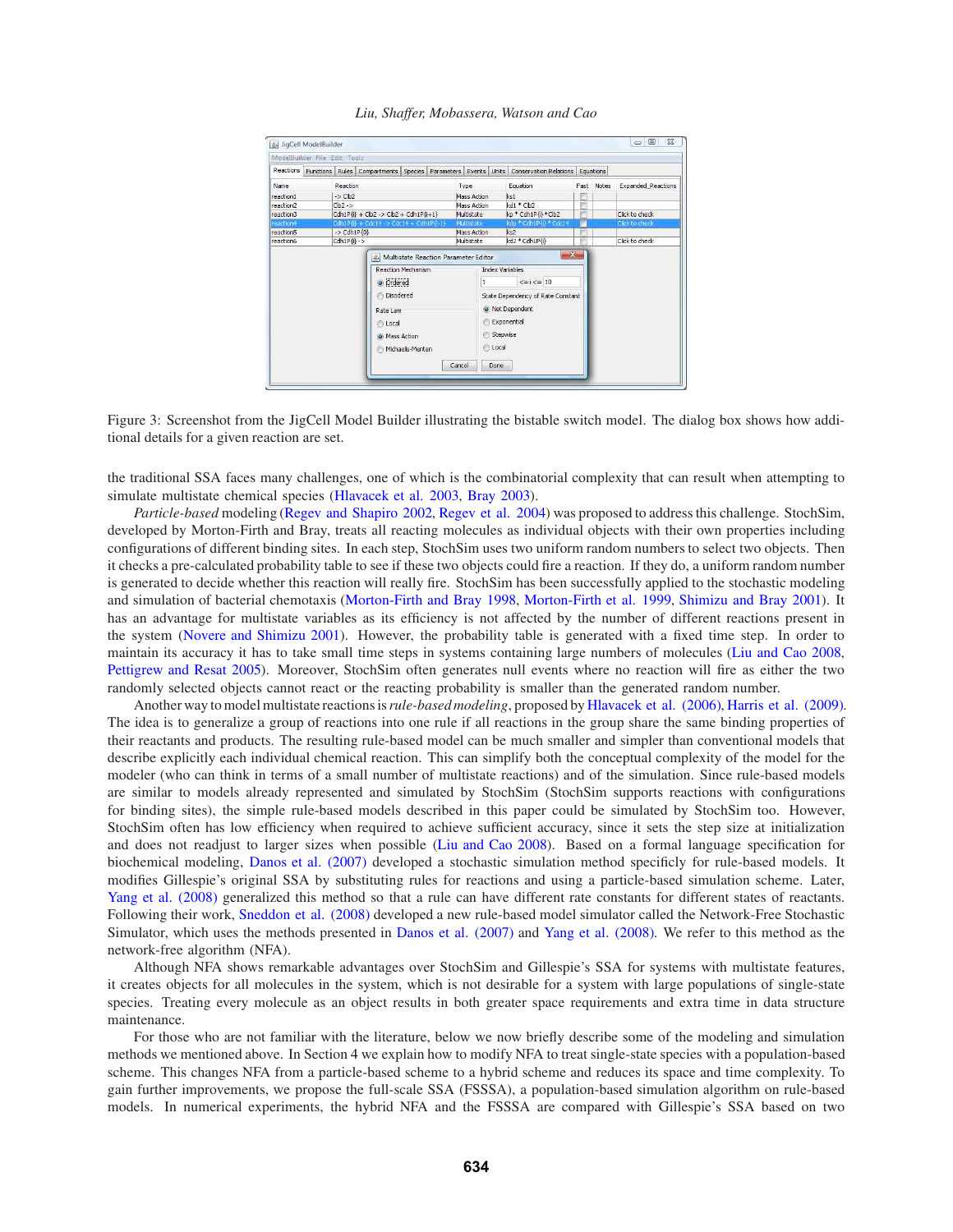Figure 3: Screenshot from the JigCell Model Builder illustrating the bistable switch model. The dialog box shows how additional details for a given reaction are set.

the traditional SSA faces many challenges, one of which is the combinatorial complexity that can result when attempting to simulate multistate chemical species (Hlavacek et al. 2003, Bray 2003).

*Particle-based* modeling (Regev and Shapiro 2002, Regev et al. 2004) was proposed to address this challenge. StochSim, developed by Morton-Firth and Bray, treats all reacting molecules as individual objects with their own properties including configurations of different binding sites. In each step, StochSim uses two uniform random numbers to select two objects. Then it checks a pre-calculated probability table to see if these two objects could fire a reaction. If they do, a uniform random number is generated to decide whether this reaction will really fire. StochSim has been successfully applied to the stochastic modeling and simulation of bacterial chemotaxis (Morton-Firth and Bray 1998, Morton-Firth et al. 1999, Shimizu and Bray 2001). It has an advantage for multistate variables as its efficiency is not affected by the number of different reactions present in the system (Novere and Shimizu 2001). However, the probability table is generated with a fixed time step. In order to maintain its accuracy it has to take small time steps in systems containing large numbers of molecules (Liu and Cao 2008, Pettigrew and Resat 2005). Moreover, StochSim often generates null events where no reaction will fire as either the two randomly selected objects cannot react or the reacting probability is smaller than the generated random number.

Another way to model multistate reactions is *rule-based modeling*, proposed by Hlavacek et al. (2006), Harris et al. (2009). The idea is to generalize a group of reactions into one rule if all reactions in the group share the same binding properties of their reactants and products. The resulting rule-based model can be much smaller and simpler than conventional models that describe explicitly each individual chemical reaction. This can simplify both the conceptual complexity of the model for the modeler (who can think in terms of a small number of multistate reactions) and of the simulation. Since rule-based models are similar to models already represented and simulated by StochSim (StochSim supports reactions with configurations for binding sites), the simple rule-based models described in this paper could be simulated by StochSim too. However, StochSim often has low efficiency when required to achieve sufficient accuracy, since it sets the step size at initialization and does not readjust to larger sizes when possible (Liu and Cao 2008). Based on a formal language specification for biochemical modeling, Danos et al. (2007) developed a stochastic simulation method specificly for rule-based models. It modifies Gillespie's original SSA by substituting rules for reactions and using a particle-based simulation scheme. Later, Yang et al. (2008) generalized this method so that a rule can have different rate constants for different states of reactants. Following their work, Sneddon et al. (2008) developed a new rule-based model simulator called the Network-Free Stochastic Simulator, which uses the methods presented in Danos et al. (2007) and Yang et al. (2008). We refer to this method as the network-free algorithm (NFA).

Although NFA shows remarkable advantages over StochSim and Gillespie's SSA for systems with multistate features, it creates objects for all molecules in the system, which is not desirable for a system with large populations of single-state species. Treating every molecule as an object results in both greater space requirements and extra time in data structure maintenance.

For those who are not familiar with the literature, below we now briefly describe some of the modeling and simulation methods we mentioned above. In Section 4 we explain how to modify NFA to treat single-state species with a population-based scheme. This changes NFA from a particle-based scheme to a hybrid scheme and reduces its space and time complexity. To gain further improvements, we propose the full-scale SSA (FSSSA), a population-based simulation algorithm on rule-based models. In numerical experiments, the hybrid NFA and the FSSSA are compared with Gillespie's SSA based on two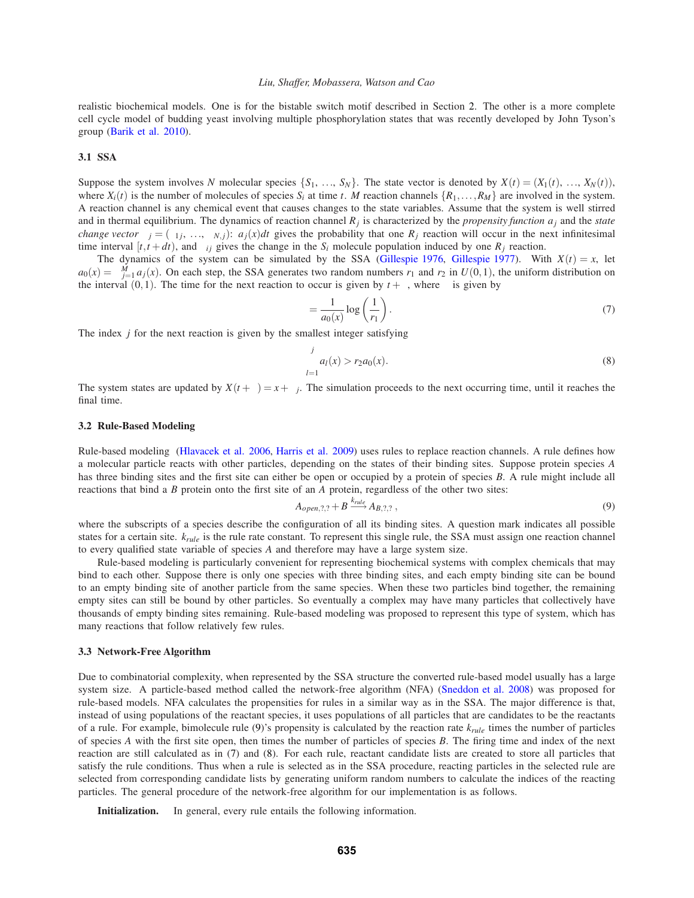realistic biochemical models. One is for the bistable switch motif described in Section 2. The other is a more complete cell cycle model of budding yeast involving multiple phosphorylation states that was recently developed by John Tyson's group (Barik et al. 2010).

### 3.1 SSA

Suppose the system involves $N$ molecular species $\{S_1, \ldots, S_N\}$. The state vector is denoted by $X(t) = (X_1(t), \ldots, X_N(t))$, where $X_i(t)$ is the number of molecules of species $S_i$ at time $t$. $M$ reaction channels $\{R_1, \ldots, R_M\}$ are involved in the system. A reaction channel is any chemical event that causes changes to the state variables. Assume that the system is well stirred and in thermal equilibrium. The dynamics of reaction channel $R_j$ is characterized by the *propensity function* $a_j$ and the *state change vector* $\nu_j = (\nu_{1j}, \ldots, \nu_{N,j})$: $a_j(x)dt$ gives the probability that one $R_j$ reaction will occur in the next infinitesimal time interval $[t, t+dt)$, and $\nu_{ij}$ gives the change in the $S_i$ molecule population induced by one $R_j$ reaction.

The dynamics of the system can be simulated by the SSA (Gillespie 1976, Gillespie 1977). With $X(t) = x$, let $a_0(x) = \sum_{j=1}^{M} a_j(x)$. On each step, the SSA generates two random numbers $r_1$ and $r_2$ in $U(0,1)$, the uniform distribution on the interval $(0,1)$. The time for the next reaction to occur is given by $t + \tau$, where $\tau$ is given by

$$\tau = \frac{1}{a_0(x)} \log\left(\frac{1}{r_1}\right). \tag{7}$$

The index $j$ for the next reaction is given by the smallest integer satisfying

$$\sum_{l=1}^{j} a_l(x) > r_2 a_0(x). \tag{8}$$

The system states are updated by $X(t+\tau) = x + \nu_j$. The simulation proceeds to the next occurring time, until it reaches the final time.

### 3.2 Rule-Based Modeling

Rule-based modeling (Hlavacek et al. 2006, Harris et al. 2009) uses rules to replace reaction channels. A rule defines how a molecular particle reacts with other particles, depending on the states of their binding sites. Suppose protein species $A$ has three binding sites and the first site can either be open or occupied by a protein of species $B$. A rule might include all reactions that bind a $B$ protein onto the first site of an $A$ protein, regardless of the other two sites:

$$A_{open,?,?} + B \xrightarrow{k_{rule}} A_{B,?,?}, \tag{9}$$

where the subscripts of a species describe the configuration of all its binding sites. A question mark indicates all possible states for a certain site. $k_{rule}$ is the rule rate constant. To represent this single rule, the SSA must assign one reaction channel to every qualified state variable of species $A$ and therefore may have a large system size.

Rule-based modeling is particularly convenient for representing biochemical systems with complex chemicals that may bind to each other. Suppose there is only one species with three binding sites, and each empty binding site can be bound to an empty binding site of another particle from the same species. When these two particles bind together, the remaining empty sites can still be bound by other particles. So eventually a complex may have many particles that collectively have thousands of empty binding sites remaining. Rule-based modeling was proposed to represent this type of system, which has many reactions that follow relatively few rules.

### 3.3 Network-Free Algorithm

Due to combinatorial complexity, when represented by the SSA structure the converted rule-based model usually has a large system size. A particle-based method called the network-free algorithm (NFA) (Sneddon et al. 2008) was proposed for rule-based models. NFA calculates the propensities for rules in a similar way as in the SSA. The major difference is that, instead of using populations of the reactant species, it uses populations of all particles that are candidates to be the reactants of a rule. For example, bimolecule rule (9)'s propensity is calculated by the reaction rate $k_{rule}$ times the number of particles of species $A$ with the first site open, then times the number of particles of species $B$. The firing time and index of the next reaction are still calculated as in (7) and (8). For each rule, reactant candidate lists are created to store all particles that satisfy the rule conditions. Thus when a rule is selected as in the SSA procedure, reacting particles in the selected rule are selected from corresponding candidate lists by generating uniform random numbers to calculate the indices of the reacting particles. The general procedure of the network-free algorithm for our implementation is as follows.

**Initialization.** In general, every rule entails the following information.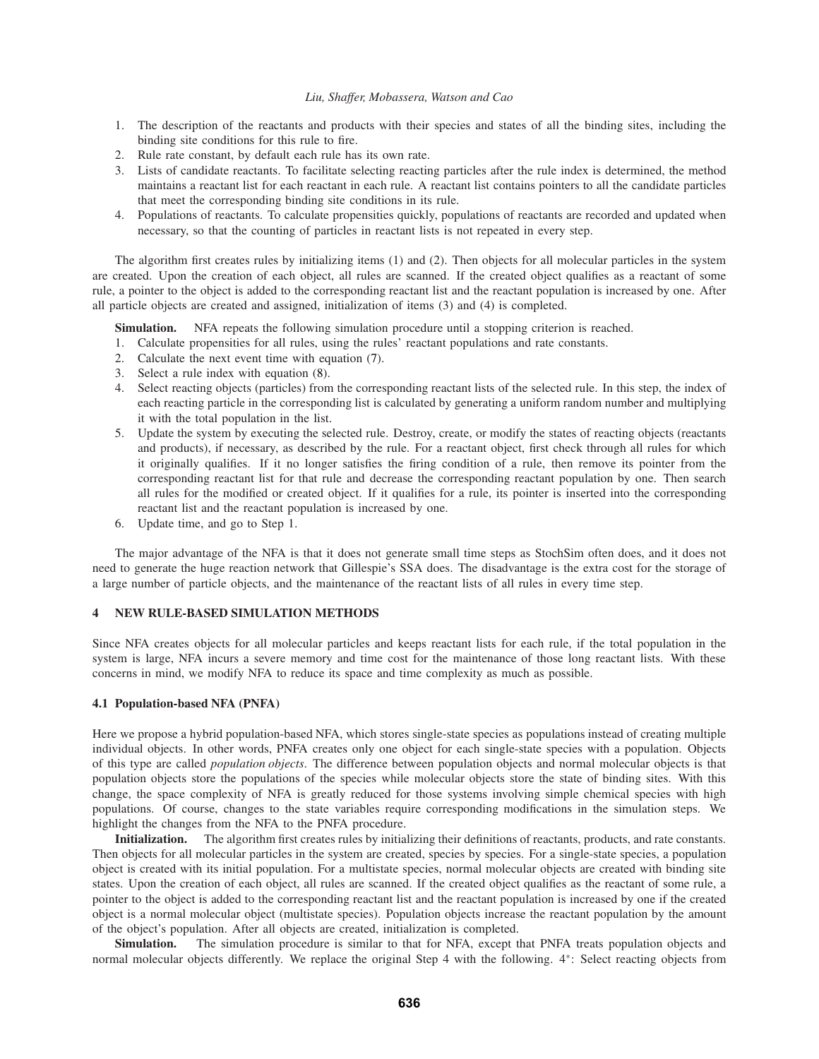1. The description of the reactants and products with their species and states of all the binding sites, including the binding site conditions for this rule to fire.
2. Rule rate constant, by default each rule has its own rate.
3. Lists of candidate reactants. To facilitate selecting reacting particles after the rule index is determined, the method maintains a reactant list for each reactant in each rule. A reactant list contains pointers to all the candidate particles that meet the corresponding binding site conditions in its rule.
4. Populations of reactants. To calculate propensities quickly, populations of reactants are recorded and updated when necessary, so that the counting of particles in reactant lists is not repeated in every step.

The algorithm first creates rules by initializing items (1) and (2). Then objects for all molecular particles in the system are created. Upon the creation of each object, all rules are scanned. If the created object qualifies as a reactant of some rule, a pointer to the object is added to the corresponding reactant list and the reactant population is increased by one. After all particle objects are created and assigned, initialization of items (3) and (4) is completed.

**Simulation.** NFA repeats the following simulation procedure until a stopping criterion is reached.

1. Calculate propensities for all rules, using the rules' reactant populations and rate constants.
2. Calculate the next event time with equation (7).
3. Select a rule index with equation (8).
4. Select reacting objects (particles) from the corresponding reactant lists of the selected rule. In this step, the index of each reacting particle in the corresponding list is calculated by generating a uniform random number and multiplying it with the total population in the list.
5. Update the system by executing the selected rule. Destroy, create, or modify the states of reacting objects (reactants and products), if necessary, as described by the rule. For a reactant object, first check through all rules for which it originally qualifies. If it no longer satisfies the firing condition of a rule, then remove its pointer from the corresponding reactant list for that rule and decrease the corresponding reactant population by one. Then search all rules for the modified or created object. If it qualifies for a rule, its pointer is inserted into the corresponding reactant list and the reactant population is increased by one.
6. Update time, and go to Step 1.

The major advantage of the NFA is that it does not generate small time steps as StochSim often does, and it does not need to generate the huge reaction network that Gillespie's SSA does. The disadvantage is the extra cost for the storage of a large number of particle objects, and the maintenance of the reactant lists of all rules in every time step.

## 4 NEW RULE-BASED SIMULATION METHODS

Since NFA creates objects for all molecular particles and keeps reactant lists for each rule, if the total population in the system is large, NFA incurs a severe memory and time cost for the maintenance of those long reactant lists. With these concerns in mind, we modify NFA to reduce its space and time complexity as much as possible.

### 4.1 Population-based NFA (PNFA)

Here we propose a hybrid population-based NFA, which stores single-state species as populations instead of creating multiple individual objects. In other words, PNFA creates only one object for each single-state species with a population. Objects of this type are called *population objects*. The difference between population objects and normal molecular objects is that population objects store the populations of the species while molecular objects store the state of binding sites. With this change, the space complexity of NFA is greatly reduced for those systems involving simple chemical species with high populations. Of course, changes to the state variables require corresponding modifications in the simulation steps. We highlight the changes from the NFA to the PNFA procedure.

**Initialization.** The algorithm first creates rules by initializing their definitions of reactants, products, and rate constants. Then objects for all molecular particles in the system are created, species by species. For a single-state species, a population object is created with its initial population. For a multistate species, normal molecular objects are created with binding site states. Upon the creation of each object, all rules are scanned. If the created object qualifies as the reactant of some rule, a pointer to the object is added to the corresponding reactant list and the reactant population is increased by one if the created object is a normal molecular object (multistate species). Population objects increase the reactant population by the amount of the object's population. After all objects are created, initialization is completed.

**Simulation.** The simulation procedure is similar to that for NFA, except that PNFA treats population objects and normal molecular objects differently. We replace the original Step 4 with the following. 4*: Select reacting objects from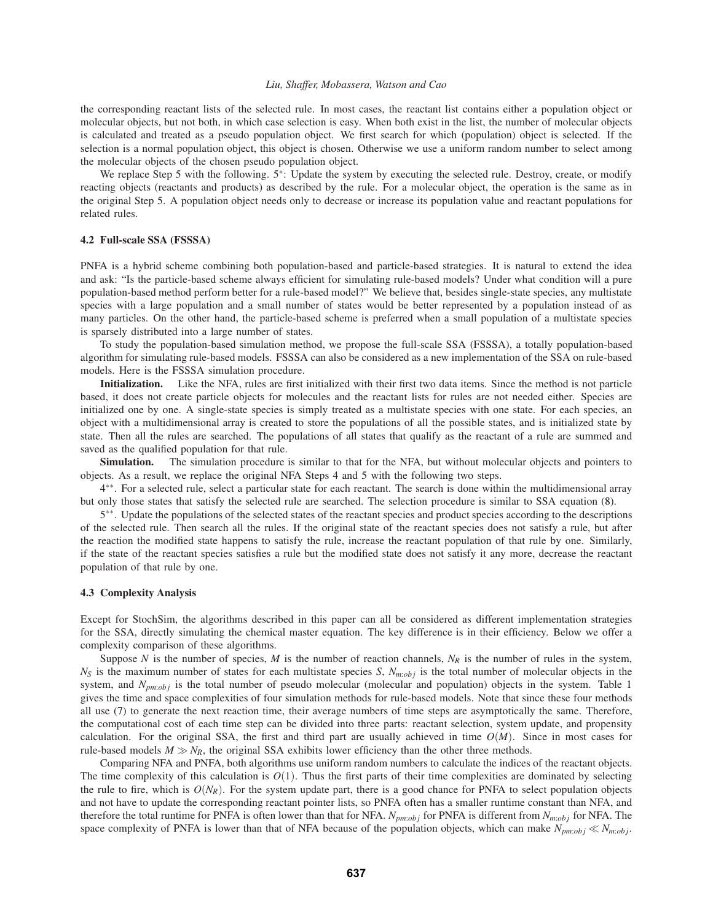the corresponding reactant lists of the selected rule. In most cases, the reactant list contains either a population object or molecular objects, but not both, in which case selection is easy. When both exist in the list, the number of molecular objects is calculated and treated as a pseudo population object. We first search for which (population) object is selected. If the selection is a normal population object, this object is chosen. Otherwise we use a uniform random number to select among the molecular objects of the chosen pseudo population object.

We replace Step 5 with the following. $5^*$: Update the system by executing the selected rule. Destroy, create, or modify reacting objects (reactants and products) as described by the rule. For a molecular object, the operation is the same as in the original Step 5. A population object needs only to decrease or increase its population value and reactant populations for related rules.

### 4.2 Full-scale SSA (FSSSA)

PNFA is a hybrid scheme combining both population-based and particle-based strategies. It is natural to extend the idea and ask: "Is the particle-based scheme always efficient for simulating rule-based models? Under what condition will a pure population-based method perform better for a rule-based model?" We believe that, besides single-state species, any multistate species with a large population and a small number of states would be better represented by a population instead of as many particles. On the other hand, the particle-based scheme is preferred when a small population of a multistate species is sparsely distributed into a large number of states.

To study the population-based simulation method, we propose the full-scale SSA (FSSSA), a totally population-based algorithm for simulating rule-based models. FSSSA can also be considered as a new implementation of the SSA on rule-based models. Here is the FSSSA simulation procedure.

**Initialization.** Like the NFA, rules are first initialized with their first two data items. Since the method is not particle based, it does not create particle objects for molecules and the reactant lists for rules are not needed either. Species are initialized one by one. A single-state species is simply treated as a multistate species with one state. For each species, an object with a multidimensional array is created to store the populations of all the possible states, and is initialized state by state. Then all the rules are searched. The populations of all states that qualify as the reactant of a rule are summed and saved as the qualified population for that rule.

**Simulation.** The simulation procedure is similar to that for the NFA, but without molecular objects and pointers to objects. As a result, we replace the original NFA Steps 4 and 5 with the following two steps.

$4^{**}$. For a selected rule, select a particular state for each reactant. The search is done within the multidimensional array but only those states that satisfy the selected rule are searched. The selection procedure is similar to SSA equation (8).

$5^{**}$. Update the populations of the selected states of the reactant species and product species according to the descriptions of the selected rule. Then search all the rules. If the original state of the reactant species does not satisfy a rule, but after the reaction the modified state happens to satisfy the rule, increase the reactant population of that rule by one. Similarly, if the state of the reactant species satisfies a rule but the modified state does not satisfy it any more, decrease the reactant population of that rule by one.

### 4.3 Complexity Analysis

Except for StochSim, the algorithms described in this paper can all be considered as different implementation strategies for the SSA, directly simulating the chemical master equation. The key difference is in their efficiency. Below we offer a complexity comparison of these algorithms.

Suppose $N$ is the number of species, $M$ is the number of reaction channels, $N_R$ is the number of rules in the system, $N_S$ is the maximum number of states for each multistate species $S$, $N_{m:obj}$ is the total number of molecular objects in the system, and $N_{pm:obj}$ is the total number of pseudo molecular (molecular and population) objects in the system. Table 1 gives the time and space complexities of four simulation methods for rule-based models. Note that since these four methods all use (7) to generate the next reaction time, their average numbers of time steps are asymptotically the same. Therefore, the computational cost of each time step can be divided into three parts: reactant selection, system update, and propensity calculation. For the original SSA, the first and third part are usually achieved in time $O(M)$. Since in most cases for rule-based models $M \gg N_R$, the original SSA exhibits lower efficiency than the other three methods.

Comparing NFA and PNFA, both algorithms use uniform random numbers to calculate the indices of the reactant objects. The time complexity of this calculation is $O(1)$. Thus the first parts of their time complexities are dominated by selecting the rule to fire, which is $O(N_R)$. For the system update part, there is a good chance for PNFA to select population objects and not have to update the corresponding reactant pointer lists, so PNFA often has a smaller runtime constant than NFA, and therefore the total runtime for PNFA is often lower than that for NFA. $N_{pm:obj}$ for PNFA is different from $N_{m:obj}$ for NFA. The space complexity of PNFA is lower than that of NFA because of the population objects, which can make $N_{pm:obj} \ll N_{m:obj}$.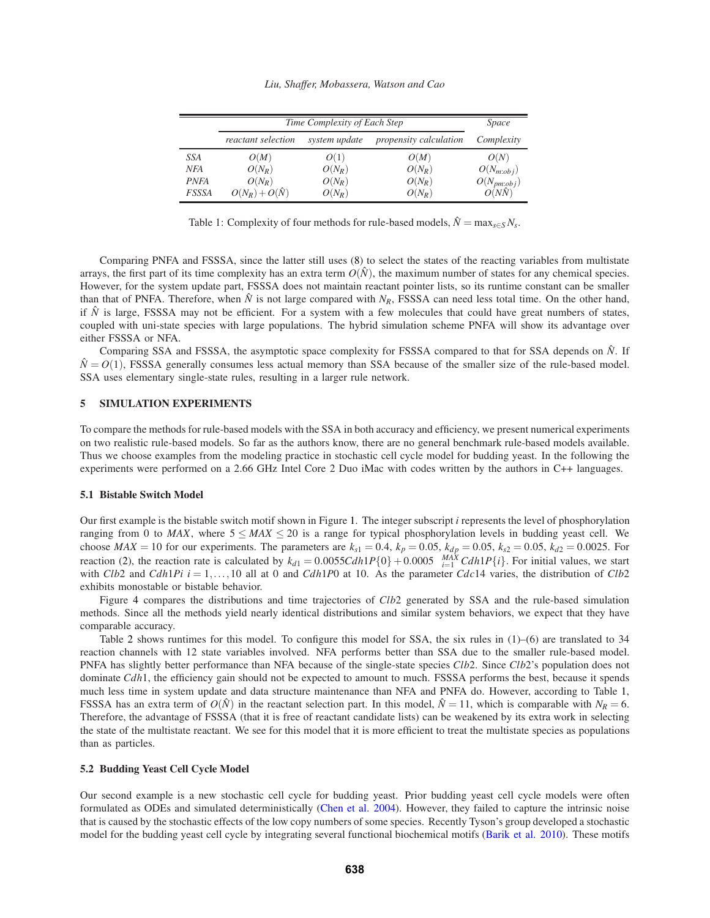| | Time Complexity of Each Step | | | Space |
|---|---|---|---|---|
| | *reactant selection* | *system update* | *propensity calculation* | *Complexity* |
| *SSA* | $O(M)$ | $O(1)$ | $O(M)$ | $O(N)$ |
| *NFA* | $O(N_R)$ | $O(N_R)$ | $O(N_R)$ | $O(N_{m:obj})$ |
| *PNFA* | $O(N_R)$ | $O(N_R)$ | $O(N_R)$ | $O(N_{pm:obj})$ |
| *FSSSA* | $O(N_R)+O(\hat{N})$ | $O(N_R)$ | $O(N_R)$ | $O(N\hat{N})$ |

Table 1: Complexity of four methods for rule-based models, $\hat{N} = \max_{s \in S} N_s$.

Comparing PNFA and FSSSA, since the latter still uses (8) to select the states of the reacting variables from multistate arrays, the first part of its time complexity has an extra term $O(\hat{N})$, the maximum number of states for any chemical species. However, for the system update part, FSSSA does not maintain reactant pointer lists, so its runtime constant can be smaller than that of PNFA. Therefore, when $\hat{N}$ is not large compared with $N_R$, FSSSA can need less total time. On the other hand, if $\hat{N}$ is large, FSSSA may not be efficient. For a system with a few molecules that could have great numbers of states, coupled with uni-state species with large populations. The hybrid simulation scheme PNFA will show its advantage over either FSSSA or NFA.

Comparing SSA and FSSSA, the asymptotic space complexity for FSSSA compared to that for SSA depends on $\hat{N}$. If $\hat{N} = O(1)$, FSSSA generally consumes less actual memory than SSA because of the smaller size of the rule-based model. SSA uses elementary single-state rules, resulting in a larger rule network.

## 5 SIMULATION EXPERIMENTS

To compare the methods for rule-based models with the SSA in both accuracy and efficiency, we present numerical experiments on two realistic rule-based models. So far as the authors know, there are no general benchmark rule-based models available. Thus we choose examples from the modeling practice in stochastic cell cycle model for budding yeast. In the following the experiments were performed on a 2.66 GHz Intel Core 2 Duo iMac with codes written by the authors in C++ languages.

### 5.1 Bistable Switch Model

Our first example is the bistable switch motif shown in Figure 1. The integer subscript $i$ represents the level of phosphorylation ranging from 0 to $MAX$, where $5 \leq MAX \leq 20$ is a range for typical phosphorylation levels in budding yeast cell. We choose $MAX = 10$ for our experiments. The parameters are $k_{s1} = 0.4$, $k_p = 0.05$, $k_{dp} = 0.05$, $k_{s2} = 0.05$, $k_{d2} = 0.0025$. For reaction (2), the reaction rate is calculated by $k_{d1} = 0.0055Cdh1P\{0\} + 0.0005\sum_{i=1}^{MAX} Cdh1P\{i\}$. For initial values, we start with $Clb2$ and $Cdh1Pi$ $i = 1,\ldots,10$ all at 0 and $Cdh1P0$ at 10. As the parameter $Cdc14$ varies, the distribution of $Clb2$ exhibits monostable or bistable behavior.

Figure 4 compares the distributions and time trajectories of $Clb2$ generated by SSA and the rule-based simulation methods. Since all the methods yield nearly identical distributions and similar system behaviors, we expect that they have comparable accuracy.

Table 2 shows runtimes for this model. To configure this model for SSA, the six rules in (1)–(6) are translated to 34 reaction channels with 12 state variables involved. NFA performs better than SSA due to the smaller rule-based model. PNFA has slightly better performance than NFA because of the single-state species $Clb2$. Since $Clb2$'s population does not dominate $Cdh1$, the efficiency gain should not be expected to amount to much. FSSSA performs the best, because it spends much less time in system update and data structure maintenance than NFA and PNFA do. However, according to Table 1, FSSSA has an extra term of $O(\hat{N})$ in the reactant selection part. In this model, $\hat{N} = 11$, which is comparable with $N_R = 6$. Therefore, the advantage of FSSSA (that it is free of reactant candidate lists) can be weakened by its extra work in selecting the state of the multistate reactant. We see for this model that it is more efficient to treat the multistate species as populations than as particles.

### 5.2 Budding Yeast Cell Cycle Model

Our second example is a new stochastic cell cycle for budding yeast. Prior budding yeast cell cycle models were often formulated as ODEs and simulated deterministically (Chen et al. 2004). However, they failed to capture the intrinsic noise that is caused by the stochastic effects of the low copy numbers of some species. Recently Tyson's group developed a stochastic model for the budding yeast cell cycle by integrating several functional biochemical motifs (Barik et al. 2010). These motifs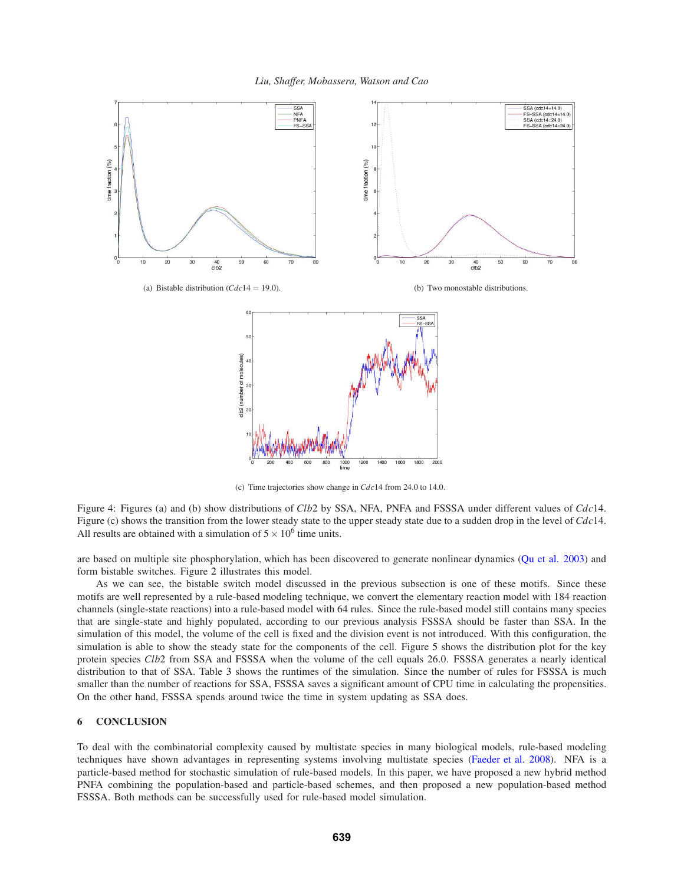(a) Bistable distribution ($Cdc14 = 19.0$).

(b) Two monostable distributions.

(c) Time trajectories show change in $Cdc14$ from 24.0 to 14.0.

Figure 4: Figures (a) and (b) show distributions of $Clb2$ by SSA, NFA, PNFA and FSSSA under different values of $Cdc14$. Figure (c) shows the transition from the lower steady state to the upper steady state due to a sudden drop in the level of $Cdc14$. All results are obtained with a simulation of $5 \times 10^6$ time units.

are based on multiple site phosphorylation, which has been discovered to generate nonlinear dynamics (Qu et al. 2003) and form bistable switches. Figure 2 illustrates this model.

As we can see, the bistable switch model discussed in the previous subsection is one of these motifs. Since these motifs are well represented by a rule-based modeling technique, we convert the elementary reaction model with 184 reaction channels (single-state reactions) into a rule-based model with 64 rules. Since the rule-based model still contains many species that are single-state and highly populated, according to our previous analysis FSSSA should be faster than SSA. In the simulation of this model, the volume of the cell is fixed and the division event is not introduced. With this configuration, the simulation is able to show the steady state for the components of the cell. Figure 5 shows the distribution plot for the key protein species $Clb2$ from SSA and FSSSA when the volume of the cell equals 26.0. FSSSA generates a nearly identical distribution to that of SSA. Table 3 shows the runtimes of the simulation. Since the number of rules for FSSSA is much smaller than the number of reactions for SSA, FSSSA saves a significant amount of CPU time in calculating the propensities. On the other hand, FSSSA spends around twice the time in system updating as SSA does.

## 6 CONCLUSION

To deal with the combinatorial complexity caused by multistate species in many biological models, rule-based modeling techniques have shown advantages in representing systems involving multistate species (Faeder et al. 2008). NFA is a particle-based method for stochastic simulation of rule-based models. In this paper, we have proposed a new hybrid method PNFA combining the population-based and particle-based schemes, and then proposed a new population-based method FSSSA. Both methods can be successfully used for rule-based model simulation.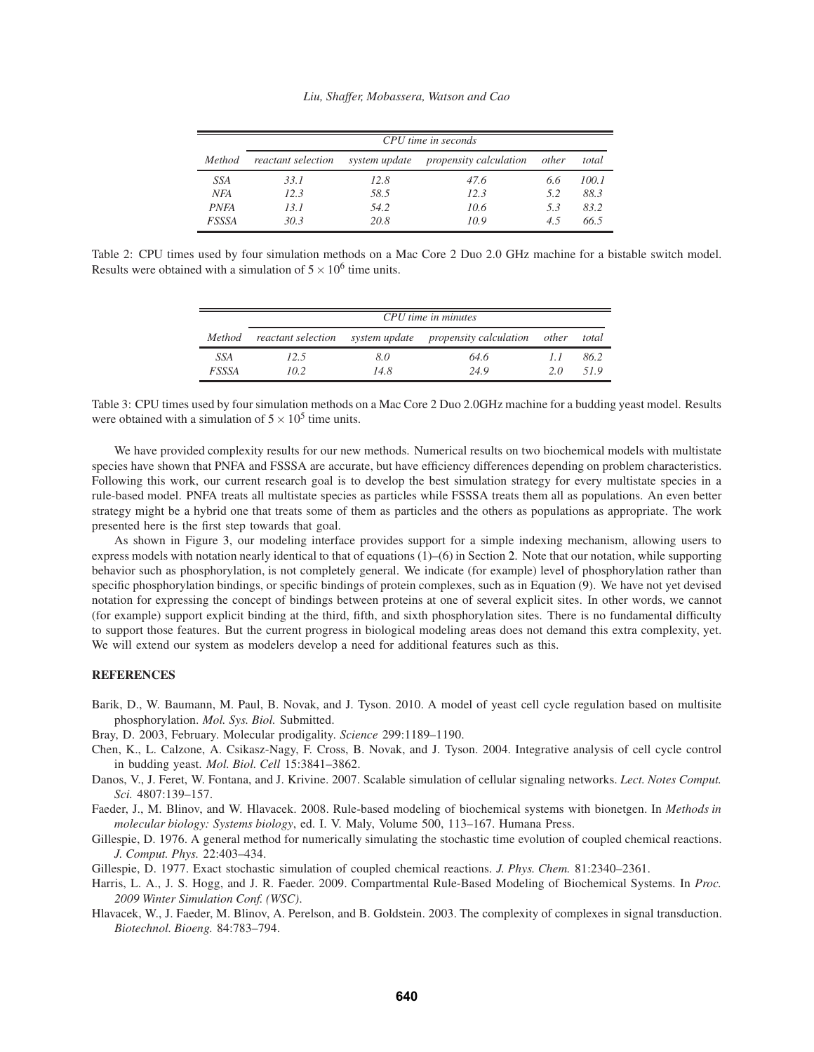| | CPU time in seconds | | | | |
|---|---|---|---|---|---|
| *Method* | *reactant selection* | *system update* | *propensity calculation* | *other* | *total* |
| *SSA* | *33.1* | *12.8* | *47.6* | *6.6* | *100.1* |
| *NFA* | *12.3* | *58.5* | *12.3* | *5.2* | *88.3* |
| *PNFA* | *13.1* | *54.2* | *10.6* | *5.3* | *83.2* |
| *FSSSA* | *30.3* | *20.8* | *10.9* | *4.5* | *66.5* |

Table 2: CPU times used by four simulation methods on a Mac Core 2 Duo 2.0 GHz machine for a bistable switch model. Results were obtained with a simulation of $5 \times 10^6$ time units.

| | CPU time in minutes | | | | |
|---|---|---|---|---|---|
| *Method* | *reactant selection* | *system update* | *propensity calculation* | *other* | *total* |
| *SSA* | *12.5* | *8.0* | *64.6* | *1.1* | *86.2* |
| *FSSSA* | *10.2* | *14.8* | *24.9* | *2.0* | *51.9* |

Table 3: CPU times used by four simulation methods on a Mac Core 2 Duo 2.0GHz machine for a budding yeast model. Results were obtained with a simulation of $5 \times 10^5$ time units.

We have provided complexity results for our new methods. Numerical results on two biochemical models with multistate species have shown that PNFA and FSSSA are accurate, but have efficiency differences depending on problem characteristics. Following this work, our current research goal is to develop the best simulation strategy for every multistate species in a rule-based model. PNFA treats all multistate species as particles while FSSSA treats them all as populations. An even better strategy might be a hybrid one that treats some of them as particles and the others as populations as appropriate. The work presented here is the first step towards that goal.

As shown in Figure 3, our modeling interface provides support for a simple indexing mechanism, allowing users to express models with notation nearly identical to that of equations (1)–(6) in Section 2. Note that our notation, while supporting behavior such as phosphorylation, is not completely general. We indicate (for example) level of phosphorylation rather than specific phosphorylation bindings, or specific bindings of protein complexes, such as in Equation (9). We have not yet devised notation for expressing the concept of bindings between proteins at one of several explicit sites. In other words, we cannot (for example) support explicit binding at the third, fifth, and sixth phosphorylation sites. There is no fundamental difficulty to support those features. But the current progress in biological modeling areas does not demand this extra complexity, yet. We will extend our system as modelers develop a need for additional features such as this.

## REFERENCES

Barik, D., W. Baumann, M. Paul, B. Novak, and J. Tyson. 2010. A model of yeast cell cycle regulation based on multisite phosphorylation. *Mol. Sys. Biol.* Submitted.

Bray, D. 2003, February. Molecular prodigality. *Science* 299:1189–1190.

Chen, K., L. Calzone, A. Csikasz-Nagy, F. Cross, B. Novak, and J. Tyson. 2004. Integrative analysis of cell cycle control in budding yeast. *Mol. Biol. Cell* 15:3841–3862.

Danos, V., J. Feret, W. Fontana, and J. Krivine. 2007. Scalable simulation of cellular signaling networks. *Lect. Notes Comput. Sci.* 4807:139–157.

Faeder, J., M. Blinov, and W. Hlavacek. 2008. Rule-based modeling of biochemical systems with bionetgen. In *Methods in molecular biology: Systems biology*, ed. I. V. Maly, Volume 500, 113–167. Humana Press.

Gillespie, D. 1976. A general method for numerically simulating the stochastic time evolution of coupled chemical reactions. *J. Comput. Phys.* 22:403–434.

Gillespie, D. 1977. Exact stochastic simulation of coupled chemical reactions. *J. Phys. Chem.* 81:2340–2361.

Harris, L. A., J. S. Hogg, and J. R. Faeder. 2009. Compartmental Rule-Based Modeling of Biochemical Systems. In *Proc. 2009 Winter Simulation Conf. (WSC)*.

Hlavacek, W., J. Faeder, M. Blinov, A. Perelson, and B. Goldstein. 2003. The complexity of complexes in signal transduction. *Biotechnol. Bioeng.* 84:783–794.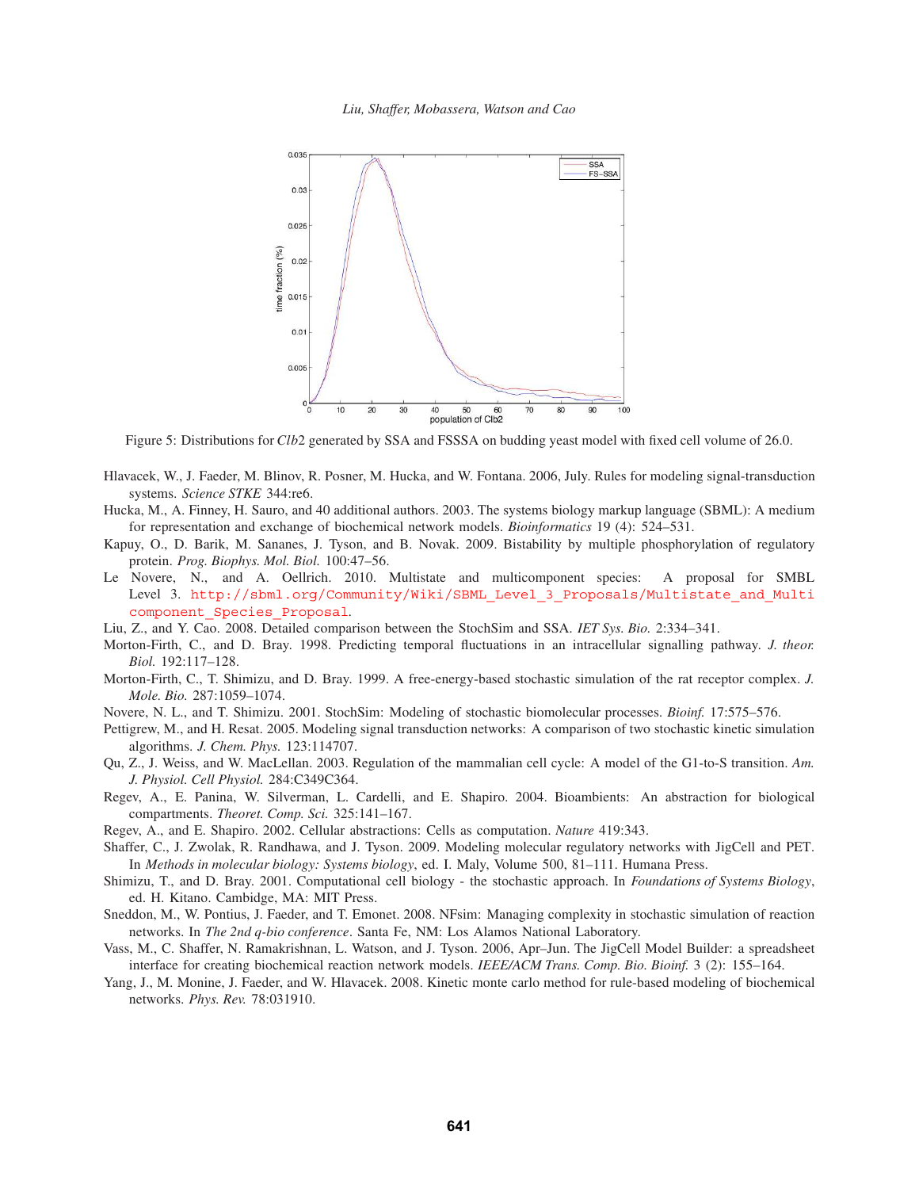Figure 5: Distributions for *Clb*2 generated by SSA and FSSSA on budding yeast model with fixed cell volume of 26.0.

Hlavacek, W., J. Faeder, M. Blinov, R. Posner, M. Hucka, and W. Fontana. 2006, July. Rules for modeling signal-transduction systems. *Science STKE* 344:re6.

Hucka, M., A. Finney, H. Sauro, and 40 additional authors. 2003. The systems biology markup language (SBML): A medium for representation and exchange of biochemical network models. *Bioinformatics* 19 (4): 524–531.

Kapuy, O., D. Barik, M. Sananes, J. Tyson, and B. Novak. 2009. Bistability by multiple phosphorylation of regulatory protein. *Prog. Biophys. Mol. Biol.* 100:47–56.

Le Novere, N., and A. Oellrich. 2010. Multistate and multicomponent species: A proposal for SMBL Level 3. http://sbml.org/Community/Wiki/SBML_Level_3_Proposals/Multistate_and_Multicomponent_Species_Proposal.

Liu, Z., and Y. Cao. 2008. Detailed comparison between the StochSim and SSA. *IET Sys. Bio.* 2:334–341.

Morton-Firth, C., and D. Bray. 1998. Predicting temporal fluctuations in an intracellular signalling pathway. *J. theor. Biol.* 192:117–128.

Morton-Firth, C., T. Shimizu, and D. Bray. 1999. A free-energy-based stochastic simulation of the rat receptor complex. *J. Mole. Bio.* 287:1059–1074.

Novere, N. L., and T. Shimizu. 2001. StochSim: Modeling of stochastic biomolecular processes. *Bioinf.* 17:575–576.

Pettigrew, M., and H. Resat. 2005. Modeling signal transduction networks: A comparison of two stochastic kinetic simulation algorithms. *J. Chem. Phys.* 123:114707.

Qu, Z., J. Weiss, and W. MacLellan. 2003. Regulation of the mammalian cell cycle: A model of the G1-to-S transition. *Am. J. Physiol. Cell Physiol.* 284:C349C364.

Regev, A., E. Panina, W. Silverman, L. Cardelli, and E. Shapiro. 2004. Bioambients: An abstraction for biological compartments. *Theoret. Comp. Sci.* 325:141–167.

Regev, A., and E. Shapiro. 2002. Cellular abstractions: Cells as computation. *Nature* 419:343.

Shaffer, C., J. Zwolak, R. Randhawa, and J. Tyson. 2009. Modeling molecular regulatory networks with JigCell and PET. In *Methods in molecular biology: Systems biology*, ed. I. Maly, Volume 500, 81–111. Humana Press.

Shimizu, T., and D. Bray. 2001. Computational cell biology - the stochastic approach. In *Foundations of Systems Biology*, ed. H. Kitano. Cambridge, MA: MIT Press.

Sneddon, M., W. Pontius, J. Faeder, and T. Emonet. 2008. NFsim: Managing complexity in stochastic simulation of reaction networks. In *The 2nd q-bio conference*. Santa Fe, NM: Los Alamos National Laboratory.

Vass, M., C. Shaffer, N. Ramakrishnan, L. Watson, and J. Tyson. 2006, Apr–Jun. The JigCell Model Builder: a spreadsheet interface for creating biochemical reaction network models. *IEEE/ACM Trans. Comp. Bio. Bioinf.* 3 (2): 155–164.

Yang, J., M. Monine, J. Faeder, and W. Hlavacek. 2008. Kinetic monte carlo method for rule-based modeling of biochemical networks. *Phys. Rev.* 78:031910.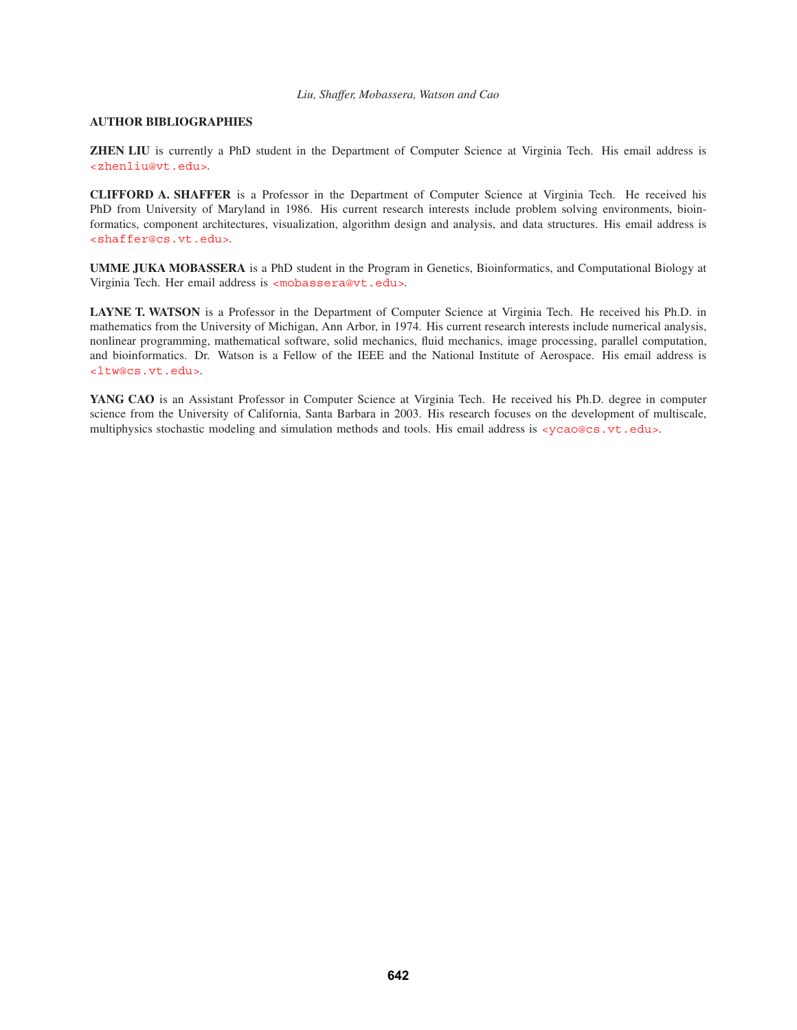## AUTHOR BIBLIOGRAPHIES

**ZHEN LIU** is currently a PhD student in the Department of Computer Science at Virginia Tech. His email address is <zhenliu@vt.edu>.

**CLIFFORD A. SHAFFER** is a Professor in the Department of Computer Science at Virginia Tech. He received his PhD from University of Maryland in 1986. His current research interests include problem solving environments, bioinformatics, component architectures, visualization, algorithm design and analysis, and data structures. His email address is <shaffer@cs.vt.edu>.

**UMME JUKA MOBASSERA** is a PhD student in the Program in Genetics, Bioinformatics, and Computational Biology at Virginia Tech. Her email address is <mobassera@vt.edu>.

**LAYNE T. WATSON** is a Professor in the Department of Computer Science at Virginia Tech. He received his Ph.D. in mathematics from the University of Michigan, Ann Arbor, in 1974. His current research interests include numerical analysis, nonlinear programming, mathematical software, solid mechanics, fluid mechanics, image processing, parallel computation, and bioinformatics. Dr. Watson is a Fellow of the IEEE and the National Institute of Aerospace. His email address is <ltw@cs.vt.edu>.

**YANG CAO** is an Assistant Professor in Computer Science at Virginia Tech. He received his Ph.D. degree in computer science from the University of California, Santa Barbara in 2003. His research focuses on the development of multiscale, multiphysics stochastic modeling and simulation methods and tools. His email address is <ycao@cs.vt.edu>.